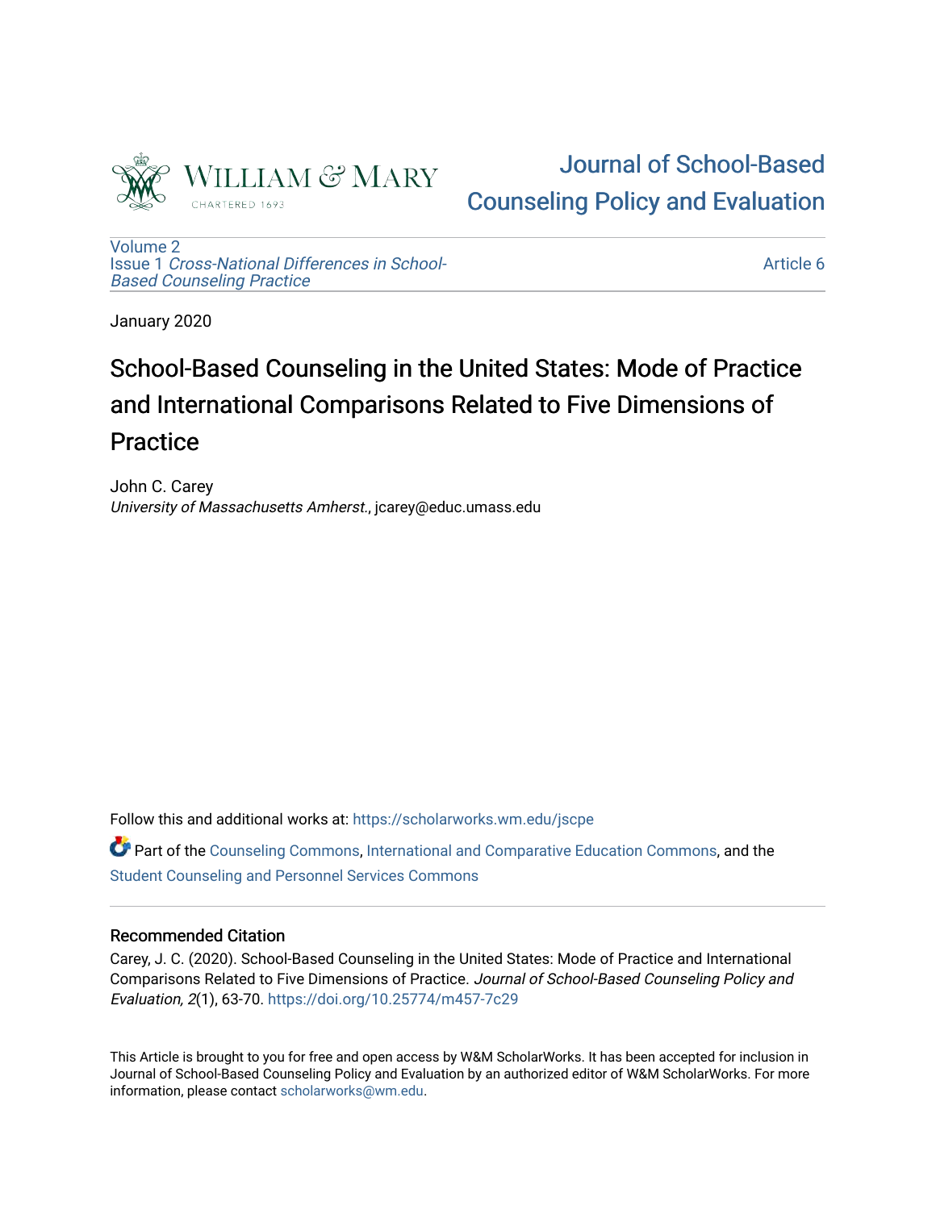William & Mary
CHARTERED 1693

# Journal of School-Based Counseling Policy and Evaluation

Volume 2
Issue 1 *Cross-National Differences in School-Based Counseling Practice*

Article 6

January 2020

# School-Based Counseling in the United States: Mode of Practice and International Comparisons Related to Five Dimensions of Practice

John C. Carey
*University of Massachusetts Amherst.*, jcarey@educ.umass.edu

Follow this and additional works at: https://scholarworks.wm.edu/jscpe

Part of the Counseling Commons, International and Comparative Education Commons, and the Student Counseling and Personnel Services Commons

## Recommended Citation

Carey, J. C. (2020). School-Based Counseling in the United States: Mode of Practice and International Comparisons Related to Five Dimensions of Practice. *Journal of School-Based Counseling Policy and Evaluation, 2*(1), 63-70. https://doi.org/10.25774/m457-7c29

This Article is brought to you for free and open access by W&M ScholarWorks. It has been accepted for inclusion in Journal of School-Based Counseling Policy and Evaluation by an authorized editor of W&M ScholarWorks. For more information, please contact scholarworks@wm.edu.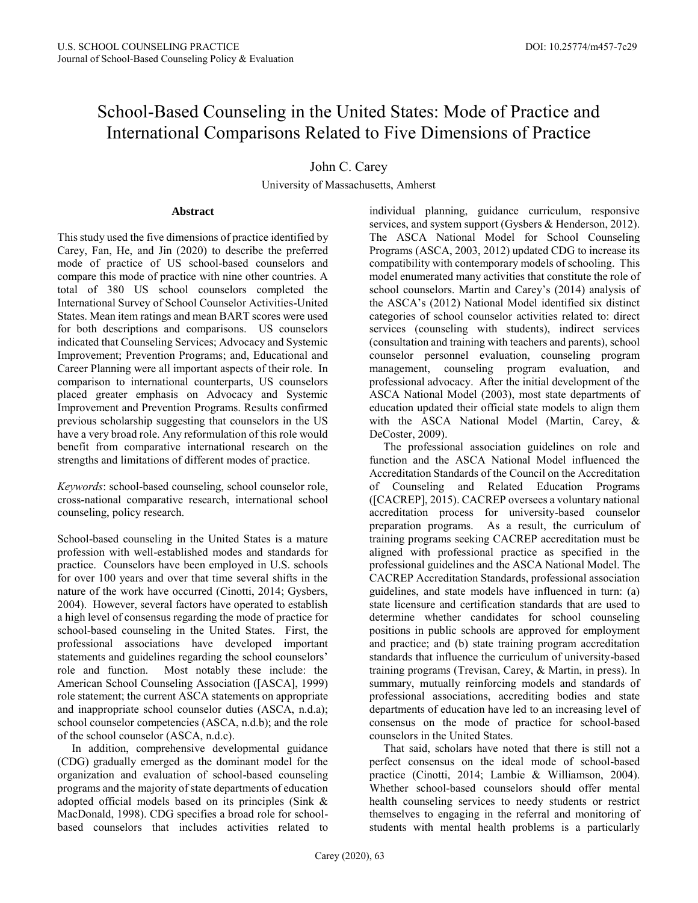# School-Based Counseling in the United States: Mode of Practice and International Comparisons Related to Five Dimensions of Practice

John C. Carey

University of Massachusetts, Amherst

### Abstract

This study used the five dimensions of practice identified by Carey, Fan, He, and Jin (2020) to describe the preferred mode of practice of US school-based counselors and compare this mode of practice with nine other countries. A total of 380 US school counselors completed the International Survey of School Counselor Activities-United States. Mean item ratings and mean BART scores were used for both descriptions and comparisons. US counselors indicated that Counseling Services; Advocacy and Systemic Improvement; Prevention Programs; and, Educational and Career Planning were all important aspects of their role. In comparison to international counterparts, US counselors placed greater emphasis on Advocacy and Systemic Improvement and Prevention Programs. Results confirmed previous scholarship suggesting that counselors in the US have a very broad role. Any reformulation of this role would benefit from comparative international research on the strengths and limitations of different modes of practice.

*Keywords*: school-based counseling, school counselor role, cross-national comparative research, international school counseling, policy research.

School-based counseling in the United States is a mature profession with well-established modes and standards for practice. Counselors have been employed in U.S. schools for over 100 years and over that time several shifts in the nature of the work have occurred (Cinotti, 2014; Gysbers, 2004). However, several factors have operated to establish a high level of consensus regarding the mode of practice for school-based counseling in the United States. First, the professional associations have developed important statements and guidelines regarding the school counselors' role and function. Most notably these include: the American School Counseling Association ([ASCA], 1999) role statement; the current ASCA statements on appropriate and inappropriate school counselor duties (ASCA, n.d.a); school counselor competencies (ASCA, n.d.b); and the role of the school counselor (ASCA, n.d.c).

In addition, comprehensive developmental guidance (CDG) gradually emerged as the dominant model for the organization and evaluation of school-based counseling programs and the majority of state departments of education adopted official models based on its principles (Sink & MacDonald, 1998). CDG specifies a broad role for school-based counselors that includes activities related to individual planning, guidance curriculum, responsive services, and system support (Gysbers & Henderson, 2012). The ASCA National Model for School Counseling Programs (ASCA, 2003, 2012) updated CDG to increase its compatibility with contemporary models of schooling. This model enumerated many activities that constitute the role of school counselors. Martin and Carey's (2014) analysis of the ASCA's (2012) National Model identified six distinct categories of school counselor activities related to: direct services (counseling with students), indirect services (consultation and training with teachers and parents), school counselor personnel evaluation, counseling program management, counseling program evaluation, and professional advocacy. After the initial development of the ASCA National Model (2003), most state departments of education updated their official state models to align them with the ASCA National Model (Martin, Carey, & DeCoster, 2009).

The professional association guidelines on role and function and the ASCA National Model influenced the Accreditation Standards of the Council on the Accreditation of Counseling and Related Education Programs ([CACREP], 2015). CACREP oversees a voluntary national accreditation process for university-based counselor preparation programs. As a result, the curriculum of training programs seeking CACREP accreditation must be aligned with professional practice as specified in the professional guidelines and the ASCA National Model. The CACREP Accreditation Standards, professional association guidelines, and state models have influenced in turn: (a) state licensure and certification standards that are used to determine whether candidates for school counseling positions in public schools are approved for employment and practice; and (b) state training program accreditation standards that influence the curriculum of university-based training programs (Trevisan, Carey, & Martin, in press). In summary, mutually reinforcing models and standards of professional associations, accrediting bodies and state departments of education have led to an increasing level of consensus on the mode of practice for school-based counselors in the United States.

That said, scholars have noted that there is still not a perfect consensus on the ideal mode of school-based practice (Cinotti, 2014; Lambie & Williamson, 2004). Whether school-based counselors should offer mental health counseling services to needy students or restrict themselves to engaging in the referral and monitoring of students with mental health problems is a particularly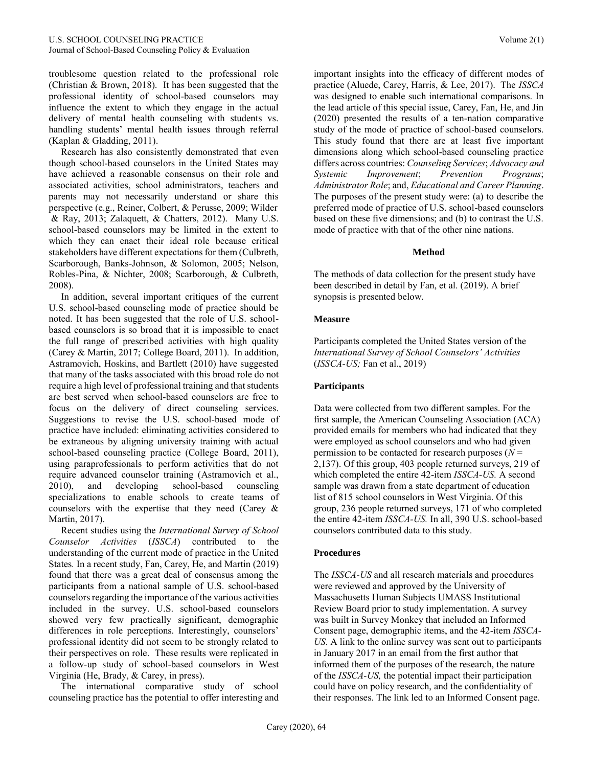troublesome question related to the professional role (Christian & Brown, 2018). It has been suggested that the professional identity of school-based counselors may influence the extent to which they engage in the actual delivery of mental health counseling with students vs. handling students' mental health issues through referral (Kaplan & Gladding, 2011).

Research has also consistently demonstrated that even though school-based counselors in the United States may have achieved a reasonable consensus on their role and associated activities, school administrators, teachers and parents may not necessarily understand or share this perspective (e.g., Reiner, Colbert, & Perusse, 2009; Wilder & Ray, 2013; Zalaquett, & Chatters, 2012). Many U.S. school-based counselors may be limited in the extent to which they can enact their ideal role because critical stakeholders have different expectations for them (Culbreth, Scarborough, Banks-Johnson, & Solomon, 2005; Nelson, Robles-Pina, & Nichter, 2008; Scarborough, & Culbreth, 2008).

In addition, several important critiques of the current U.S. school-based counseling mode of practice should be noted. It has been suggested that the role of U.S. school-based counselors is so broad that it is impossible to enact the full range of prescribed activities with high quality (Carey & Martin, 2017; College Board, 2011). In addition, Astramovich, Hoskins, and Bartlett (2010) have suggested that many of the tasks associated with this broad role do not require a high level of professional training and that students are best served when school-based counselors are free to focus on the delivery of direct counseling services. Suggestions to revise the U.S. school-based mode of practice have included: eliminating activities considered to be extraneous by aligning university training with actual school-based counseling practice (College Board, 2011), using paraprofessionals to perform activities that do not require advanced counselor training (Astramovich et al., 2010), and developing school-based counseling specializations to enable schools to create teams of counselors with the expertise that they need (Carey & Martin, 2017).

Recent studies using the *International Survey of School Counselor Activities* (*ISSCA*) contributed to the understanding of the current mode of practice in the United States. In a recent study, Fan, Carey, He, and Martin (2019) found that there was a great deal of consensus among the participants from a national sample of U.S. school-based counselors regarding the importance of the various activities included in the survey. U.S. school-based counselors showed very few practically significant, demographic differences in role perceptions. Interestingly, counselors' professional identity did not seem to be strongly related to their perspectives on role. These results were replicated in a follow-up study of school-based counselors in West Virginia (He, Brady, & Carey, in press).

The international comparative study of school counseling practice has the potential to offer interesting and important insights into the efficacy of different modes of practice (Aluede, Carey, Harris, & Lee, 2017). The *ISSCA* was designed to enable such international comparisons. In the lead article of this special issue, Carey, Fan, He, and Jin (2020) presented the results of a ten-nation comparative study of the mode of practice of school-based counselors. This study found that there are at least five important dimensions along which school-based counseling practice differs across countries: *Counseling Services*; *Advocacy and Systemic Improvement*; *Prevention Programs*; *Administrator Role*; and, *Educational and Career Planning*. The purposes of the present study were: (a) to describe the preferred mode of practice of U.S. school-based counselors based on these five dimensions; and (b) to contrast the U.S. mode of practice with that of the other nine nations.

## Method

The methods of data collection for the present study have been described in detail by Fan, et al. (2019). A brief synopsis is presented below.

### Measure

Participants completed the United States version of the *International Survey of School Counselors' Activities* (*ISSCA-US;* Fan et al., 2019)

### Participants

Data were collected from two different samples. For the first sample, the American Counseling Association (ACA) provided emails for members who had indicated that they were employed as school counselors and who had given permission to be contacted for research purposes ($N$ = 2,137). Of this group, 403 people returned surveys, 219 of which completed the entire 42-item *ISSCA-US.* A second sample was drawn from a state department of education list of 815 school counselors in West Virginia. Of this group, 236 people returned surveys, 171 of who completed the entire 42-item *ISSCA-US.* In all, 390 U.S. school-based counselors contributed data to this study.

### Procedures

The *ISSCA-US* and all research materials and procedures were reviewed and approved by the University of Massachusetts Human Subjects UMASS Institutional Review Board prior to study implementation. A survey was built in Survey Monkey that included an Informed Consent page, demographic items, and the 42-item *ISSCA-US*. A link to the online survey was sent out to participants in January 2017 in an email from the first author that informed them of the purposes of the research, the nature of the *ISSCA-US,* the potential impact their participation could have on policy research, and the confidentiality of their responses. The link led to an Informed Consent page.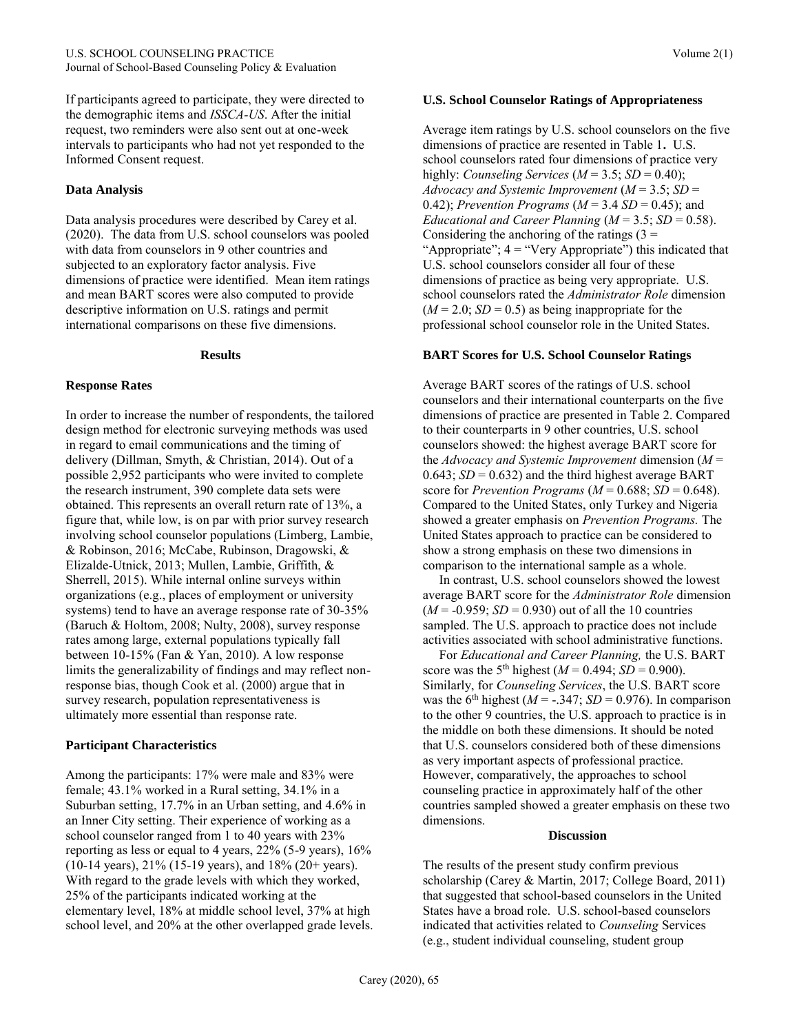If participants agreed to participate, they were directed to the demographic items and *ISSCA-US*. After the initial request, two reminders were also sent out at one-week intervals to participants who had not yet responded to the Informed Consent request.

### Data Analysis

Data analysis procedures were described by Carey et al. (2020). The data from U.S. school counselors was pooled with data from counselors in 9 other countries and subjected to an exploratory factor analysis. Five dimensions of practice were identified. Mean item ratings and mean BART scores were also computed to provide descriptive information on U.S. ratings and permit international comparisons on these five dimensions.

## Results

### Response Rates

In order to increase the number of respondents, the tailored design method for electronic surveying methods was used in regard to email communications and the timing of delivery (Dillman, Smyth, & Christian, 2014). Out of a possible 2,952 participants who were invited to complete the research instrument, 390 complete data sets were obtained. This represents an overall return rate of 13%, a figure that, while low, is on par with prior survey research involving school counselor populations (Limberg, Lambie, & Robinson, 2016; McCabe, Rubinson, Dragowski, & Elizalde-Utnick, 2013; Mullen, Lambie, Griffith, & Sherrell, 2015). While internal online surveys within organizations (e.g., places of employment or university systems) tend to have an average response rate of 30-35% (Baruch & Holtom, 2008; Nulty, 2008), survey response rates among large, external populations typically fall between 10-15% (Fan & Yan, 2010). A low response limits the generalizability of findings and may reflect non-response bias, though Cook et al. (2000) argue that in survey research, population representativeness is ultimately more essential than response rate.

### Participant Characteristics

Among the participants: 17% were male and 83% were female; 43.1% worked in a Rural setting, 34.1% in a Suburban setting, 17.7% in an Urban setting, and 4.6% in an Inner City setting. Their experience of working as a school counselor ranged from 1 to 40 years with 23% reporting as less or equal to 4 years, 22% (5-9 years), 16% (10-14 years), 21% (15-19 years), and 18% (20+ years). With regard to the grade levels with which they worked, 25% of the participants indicated working at the elementary level, 18% at middle school level, 37% at high school level, and 20% at the other overlapped grade levels.

### U.S. School Counselor Ratings of Appropriateness

Average item ratings by U.S. school counselors on the five dimensions of practice are resented in Table 1. U.S. school counselors rated four dimensions of practice very highly: *Counseling Services* ($M$ = 3.5; $SD$ = 0.40); *Advocacy and Systemic Improvement* ($M$ = 3.5; $SD$ = 0.42); *Prevention Programs* ($M$ = 3.4 $SD$ = 0.45); and *Educational and Career Planning* ($M$ = 3.5; $SD$ = 0.58). Considering the anchoring of the ratings (3 = "Appropriate"; 4 = "Very Appropriate") this indicated that U.S. school counselors consider all four of these dimensions of practice as being very appropriate. U.S. school counselors rated the *Administrator Role* dimension ($M$ = 2.0; $SD$ = 0.5) as being inappropriate for the professional school counselor role in the United States.

### BART Scores for U.S. School Counselor Ratings

Average BART scores of the ratings of U.S. school counselors and their international counterparts on the five dimensions of practice are presented in Table 2. Compared to their counterparts in 9 other countries, U.S. school counselors showed: the highest average BART score for the *Advocacy and Systemic Improvement* dimension ($M$ = 0.643; $SD$ = 0.632) and the third highest average BART score for *Prevention Programs* ($M$ = 0.688; $SD$ = 0.648). Compared to the United States, only Turkey and Nigeria showed a greater emphasis on *Prevention Programs.* The United States approach to practice can be considered to show a strong emphasis on these two dimensions in comparison to the international sample as a whole.

In contrast, U.S. school counselors showed the lowest average BART score for the *Administrator Role* dimension ($M$ = -0.959; $SD$ = 0.930) out of all the 10 countries sampled. The U.S. approach to practice does not include activities associated with school administrative functions.

For *Educational and Career Planning,* the U.S. BART score was the 5th highest ($M$ = 0.494; $SD$ = 0.900). Similarly, for *Counseling Services*, the U.S. BART score was the 6th highest ($M$ = -.347; $SD$ = 0.976). In comparison to the other 9 countries, the U.S. approach to practice is in the middle on both these dimensions. It should be noted that U.S. counselors considered both of these dimensions as very important aspects of professional practice. However, comparatively, the approaches to school counseling practice in approximately half of the other countries sampled showed a greater emphasis on these two dimensions.

## Discussion

The results of the present study confirm previous scholarship (Carey & Martin, 2017; College Board, 2011) that suggested that school-based counselors in the United States have a broad role. U.S. school-based counselors indicated that activities related to *Counseling* Services (e.g., student individual counseling, student group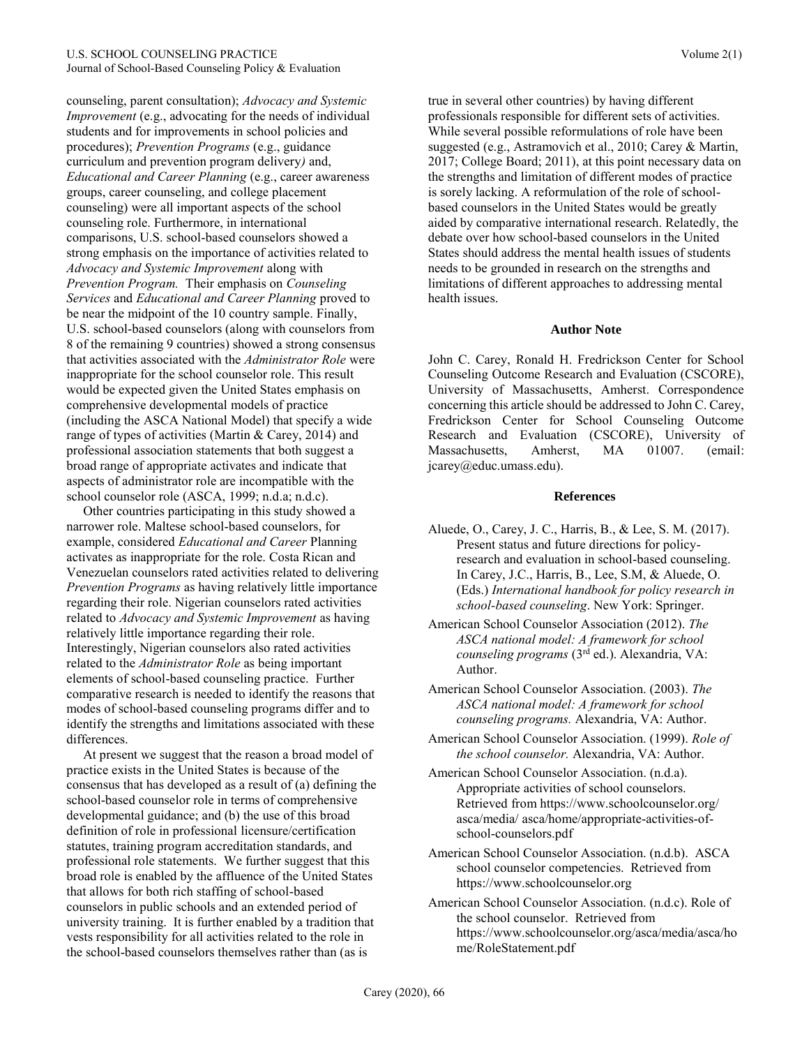counseling, parent consultation); *Advocacy and Systemic Improvement* (e.g., advocating for the needs of individual students and for improvements in school policies and procedures); *Prevention Programs* (e.g., guidance curriculum and prevention program delivery*)* and, *Educational and Career Planning* (e.g., career awareness groups, career counseling, and college placement counseling) were all important aspects of the school counseling role. Furthermore, in international comparisons, U.S. school-based counselors showed a strong emphasis on the importance of activities related to *Advocacy and Systemic Improvement* along with *Prevention Program.* Their emphasis on *Counseling Services* and *Educational and Career Planning* proved to be near the midpoint of the 10 country sample. Finally, U.S. school-based counselors (along with counselors from 8 of the remaining 9 countries) showed a strong consensus that activities associated with the *Administrator Role* were inappropriate for the school counselor role. This result would be expected given the United States emphasis on comprehensive developmental models of practice (including the ASCA National Model) that specify a wide range of types of activities (Martin & Carey, 2014) and professional association statements that both suggest a broad range of appropriate activates and indicate that aspects of administrator role are incompatible with the school counselor role (ASCA, 1999; n.d.a; n.d.c).

Other countries participating in this study showed a narrower role. Maltese school-based counselors, for example, considered *Educational and Career* Planning activates as inappropriate for the role. Costa Rican and Venezuelan counselors rated activities related to delivering *Prevention Programs* as having relatively little importance regarding their role. Nigerian counselors rated activities related to *Advocacy and Systemic Improvement* as having relatively little importance regarding their role. Interestingly, Nigerian counselors also rated activities related to the *Administrator Role* as being important elements of school-based counseling practice. Further comparative research is needed to identify the reasons that modes of school-based counseling programs differ and to identify the strengths and limitations associated with these differences.

At present we suggest that the reason a broad model of practice exists in the United States is because of the consensus that has developed as a result of (a) defining the school-based counselor role in terms of comprehensive developmental guidance; and (b) the use of this broad definition of role in professional licensure/certification statutes, training program accreditation standards, and professional role statements. We further suggest that this broad role is enabled by the affluence of the United States that allows for both rich staffing of school-based counselors in public schools and an extended period of university training. It is further enabled by a tradition that vests responsibility for all activities related to the role in the school-based counselors themselves rather than (as is true in several other countries) by having different professionals responsible for different sets of activities. While several possible reformulations of role have been suggested (e.g., Astramovich et al., 2010; Carey & Martin, 2017; College Board; 2011), at this point necessary data on the strengths and limitation of different modes of practice is sorely lacking. A reformulation of the role of school-based counselors in the United States would be greatly aided by comparative international research. Relatedly, the debate over how school-based counselors in the United States should address the mental health issues of students needs to be grounded in research on the strengths and limitations of different approaches to addressing mental health issues.

## Author Note

John C. Carey, Ronald H. Fredrickson Center for School Counseling Outcome Research and Evaluation (CSCORE), University of Massachusetts, Amherst. Correspondence concerning this article should be addressed to John C. Carey, Fredrickson Center for School Counseling Outcome Research and Evaluation (CSCORE), University of Massachusetts, Amherst, MA 01007. (email: jcarey@educ.umass.edu).

## References

Aluede, O., Carey, J. C., Harris, B., & Lee, S. M. (2017). Present status and future directions for policy-research and evaluation in school-based counseling. In Carey, J.C., Harris, B., Lee, S.M, & Aluede, O. (Eds.) *International handbook for policy research in school-based counseling*. New York: Springer.

American School Counselor Association (2012). *The ASCA national model: A framework for school counseling programs* (3rd ed.). Alexandria, VA: Author.

American School Counselor Association. (2003). *The ASCA national model: A framework for school counseling programs.* Alexandria, VA: Author.

American School Counselor Association. (1999). *Role of the school counselor.* Alexandria, VA: Author.

American School Counselor Association. (n.d.a). Appropriate activities of school counselors. Retrieved from https://www.schoolcounselor.org/asca/media/ asca/home/appropriate-activities-of-school-counselors.pdf

American School Counselor Association. (n.d.b). ASCA school counselor competencies. Retrieved from https://www.schoolcounselor.org

American School Counselor Association. (n.d.c). Role of the school counselor. Retrieved from https://www.schoolcounselor.org/asca/media/asca/home/RoleStatement.pdf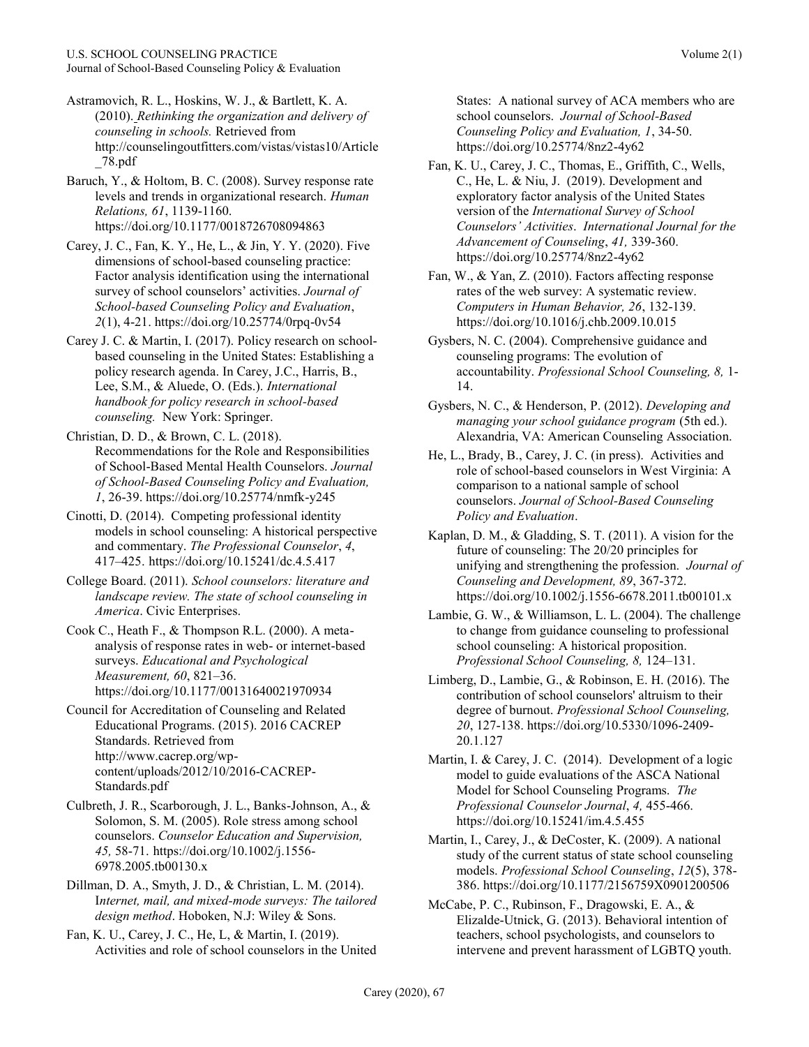Astramovich, R. L., Hoskins, W. J., & Bartlett, K. A. (2010). *Rethinking the organization and delivery of counseling in schools.* Retrieved from http://counselingoutfitters.com/vistas/vistas10/Article_78.pdf

Baruch, Y., & Holtom, B. C. (2008). Survey response rate levels and trends in organizational research. *Human Relations, 61*, 1139-1160. https://doi.org/10.1177/0018726708094863

Carey, J. C., Fan, K. Y., He, L., & Jin, Y. Y. (2020). Five dimensions of school-based counseling practice: Factor analysis identification using the international survey of school counselors' activities. *Journal of School-based Counseling Policy and Evaluation*, *2*(1), 4-21. https://doi.org/10.25774/0rpq-0v54

Carey J. C. & Martin, I. (2017). Policy research on school-based counseling in the United States: Establishing a policy research agenda. In Carey, J.C., Harris, B., Lee, S.M., & Aluede, O. (Eds.). *International handbook for policy research in school-based counseling.* New York: Springer.

Christian, D. D., & Brown, C. L. (2018). Recommendations for the Role and Responsibilities of School-Based Mental Health Counselors. *Journal of School-Based Counseling Policy and Evaluation, 1*, 26-39. https://doi.org/10.25774/nmfk-y245

Cinotti, D. (2014). Competing professional identity models in school counseling: A historical perspective and commentary. *The Professional Counselor*, *4*, 417–425. https://doi.org/10.15241/dc.4.5.417

College Board. (2011). *School counselors: literature and landscape review. The state of school counseling in America*. Civic Enterprises.

Cook C., Heath F., & Thompson R.L. (2000). A meta-analysis of response rates in web- or internet-based surveys. *Educational and Psychological Measurement, 60*, 821–36. https://doi.org/10.1177/00131640021970934

Council for Accreditation of Counseling and Related Educational Programs. (2015). 2016 CACREP Standards. Retrieved from http://www.cacrep.org/wp-content/uploads/2012/10/2016-CACREP-Standards.pdf

Culbreth, J. R., Scarborough, J. L., Banks-Johnson, A., & Solomon, S. M. (2005). Role stress among school counselors. *Counselor Education and Supervision, 45,* 58-71. https://doi.org/10.1002/j.1556-6978.2005.tb00130.x

Dillman, D. A., Smyth, J. D., & Christian, L. M. (2014). I*nternet, mail, and mixed-mode surveys: The tailored design method*. Hoboken, N.J: Wiley & Sons.

Fan, K. U., Carey, J. C., He, L, & Martin, I. (2019). Activities and role of school counselors in the United States: A national survey of ACA members who are school counselors. *Journal of School-Based Counseling Policy and Evaluation, 1*, 34-50. https://doi.org/10.25774/8nz2-4y62

Fan, K. U., Carey, J. C., Thomas, E., Griffith, C., Wells, C., He, L. & Niu, J. (2019). Development and exploratory factor analysis of the United States version of the *International Survey of School Counselors' Activities*. *International Journal for the Advancement of Counseling*, *41,* 339-360. https://doi.org/10.25774/8nz2-4y62

Fan, W., & Yan, Z. (2010). Factors affecting response rates of the web survey: A systematic review. *Computers in Human Behavior, 26*, 132-139. https://doi.org/10.1016/j.chb.2009.10.015

Gysbers, N. C. (2004). Comprehensive guidance and counseling programs: The evolution of accountability. *Professional School Counseling, 8,* 1-14.

Gysbers, N. C., & Henderson, P. (2012). *Developing and managing your school guidance program* (5th ed.). Alexandria, VA: American Counseling Association.

He, L., Brady, B., Carey, J. C. (in press). Activities and role of school-based counselors in West Virginia: A comparison to a national sample of school counselors. *Journal of School-Based Counseling Policy and Evaluation*.

Kaplan, D. M., & Gladding, S. T. (2011). A vision for the future of counseling: The 20/20 principles for unifying and strengthening the profession. *Journal of Counseling and Development, 89*, 367-372. https://doi.org/10.1002/j.1556-6678.2011.tb00101.x

Lambie, G. W., & Williamson, L. L. (2004). The challenge to change from guidance counseling to professional school counseling: A historical proposition. *Professional School Counseling, 8,* 124–131.

Limberg, D., Lambie, G., & Robinson, E. H. (2016). The contribution of school counselors' altruism to their degree of burnout. *Professional School Counseling, 20*, 127-138. https://doi.org/10.5330/1096-2409-20.1.127

Martin, I. & Carey, J. C. (2014). Development of a logic model to guide evaluations of the ASCA National Model for School Counseling Programs. *The Professional Counselor Journal*, *4,* 455-466. https://doi.org/10.15241/im.4.5.455

Martin, I., Carey, J., & DeCoster, K. (2009). A national study of the current status of state school counseling models. *Professional School Counseling*, *12*(5), 378-386. https://doi.org/10.1177/2156759X0901200506

McCabe, P. C., Rubinson, F., Dragowski, E. A., & Elizalde-Utnick, G. (2013). Behavioral intention of teachers, school psychologists, and counselors to intervene and prevent harassment of LGBTQ youth.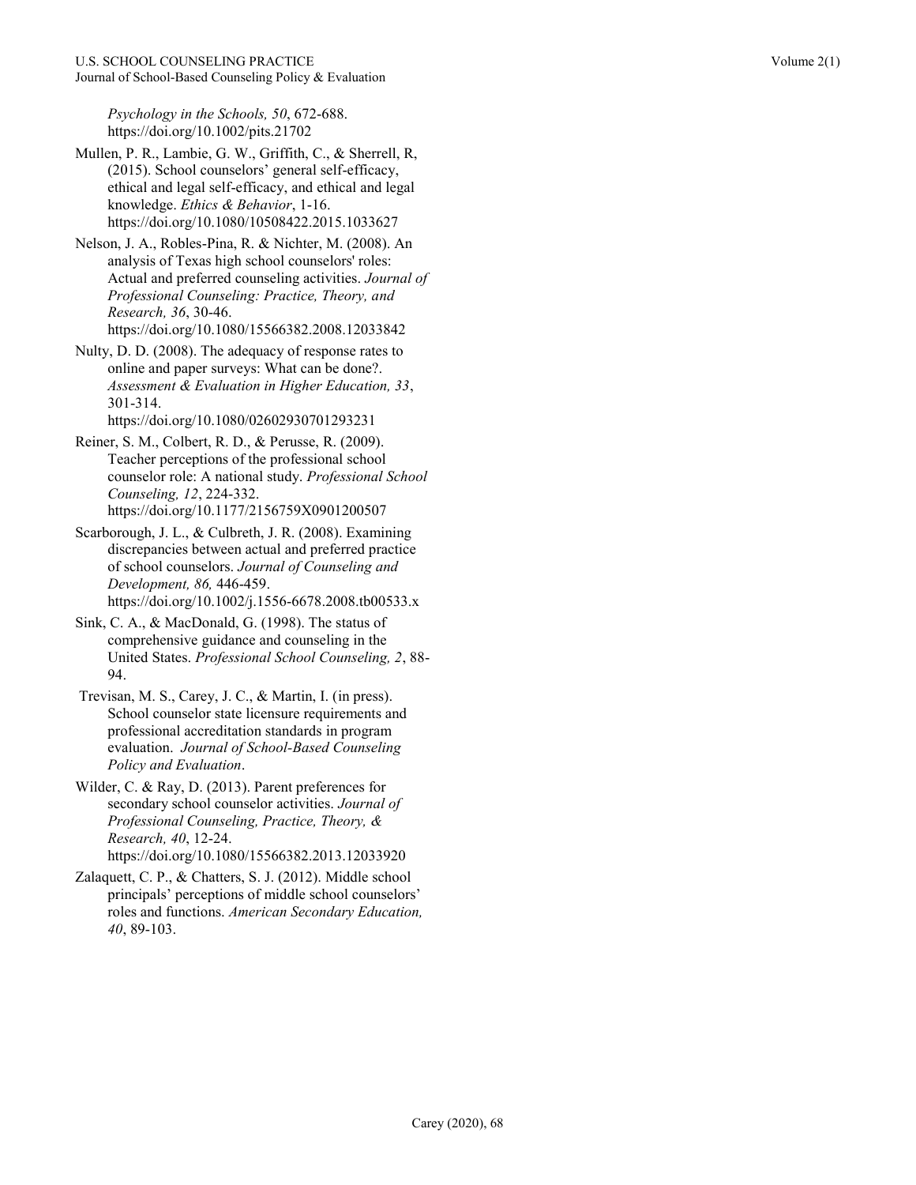*Psychology in the Schools, 50*, 672-688. https://doi.org/10.1002/pits.21702

Mullen, P. R., Lambie, G. W., Griffith, C., & Sherrell, R, (2015). School counselors' general self-efficacy, ethical and legal self-efficacy, and ethical and legal knowledge. *Ethics & Behavior*, 1-16. https://doi.org/10.1080/10508422.2015.1033627

Nelson, J. A., Robles-Pina, R. & Nichter, M. (2008). An analysis of Texas high school counselors' roles: Actual and preferred counseling activities. *Journal of Professional Counseling: Practice, Theory, and Research, 36*, 30-46. https://doi.org/10.1080/15566382.2008.12033842

Nulty, D. D. (2008). The adequacy of response rates to online and paper surveys: What can be done?. *Assessment & Evaluation in Higher Education, 33*, 301-314. https://doi.org/10.1080/02602930701293231

Reiner, S. M., Colbert, R. D., & Perusse, R. (2009). Teacher perceptions of the professional school counselor role: A national study. *Professional School Counseling, 12*, 224-332. https://doi.org/10.1177/2156759X0901200507

Scarborough, J. L., & Culbreth, J. R. (2008). Examining discrepancies between actual and preferred practice of school counselors. *Journal of Counseling and Development, 86,* 446-459. https://doi.org/10.1002/j.1556-6678.2008.tb00533.x

Sink, C. A., & MacDonald, G. (1998). The status of comprehensive guidance and counseling in the United States. *Professional School Counseling, 2*, 88-94.

Trevisan, M. S., Carey, J. C., & Martin, I. (in press). School counselor state licensure requirements and professional accreditation standards in program evaluation. *Journal of School-Based Counseling Policy and Evaluation*.

Wilder, C. & Ray, D. (2013). Parent preferences for secondary school counselor activities. *Journal of Professional Counseling, Practice, Theory, & Research, 40*, 12-24. https://doi.org/10.1080/15566382.2013.12033920

Zalaquett, C. P., & Chatters, S. J. (2012). Middle school principals' perceptions of middle school counselors' roles and functions. *American Secondary Education, 40*, 89-103.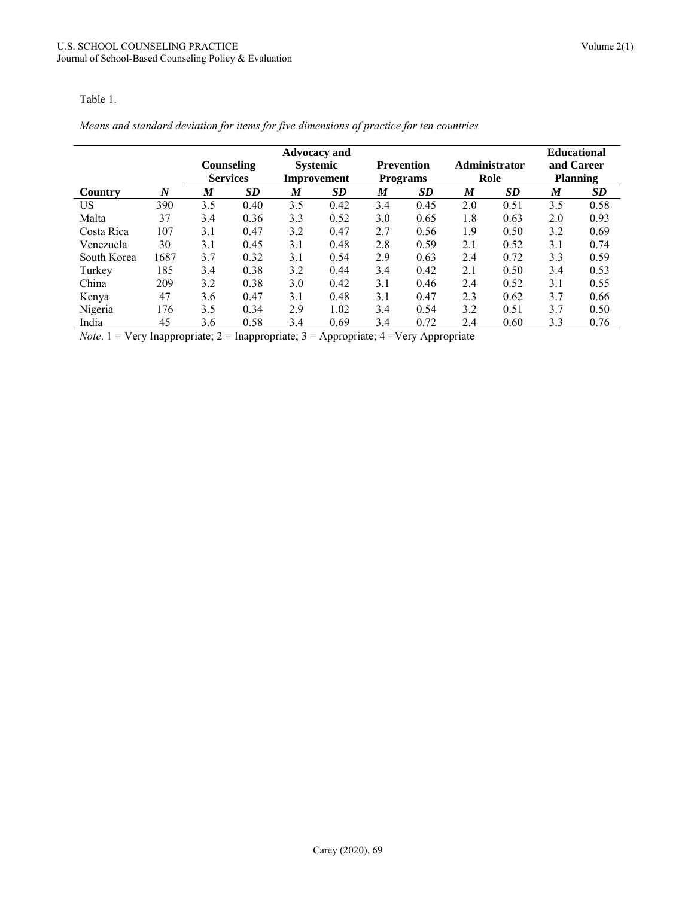Table 1.

*Means and standard deviation for items for five dimensions of practice for ten countries*

| Country | *N* | Counseling Services | | Advocacy and Systemic Improvement | | Prevention Programs | | Administrator Role | | Educational and Career Planning | |
|---|---|---|---|---|---|---|---|---|---|---|---|
| | | ***M*** | ***SD*** | ***M*** | ***SD*** | ***M*** | ***SD*** | ***M*** | ***SD*** | ***M*** | ***SD*** |
| US | 390 | 3.5 | 0.40 | 3.5 | 0.42 | 3.4 | 0.45 | 2.0 | 0.51 | 3.5 | 0.58 |
| Malta | 37 | 3.4 | 0.36 | 3.3 | 0.52 | 3.0 | 0.65 | 1.8 | 0.63 | 2.0 | 0.93 |
| Costa Rica | 107 | 3.1 | 0.47 | 3.2 | 0.47 | 2.7 | 0.56 | 1.9 | 0.50 | 3.2 | 0.69 |
| Venezuela | 30 | 3.1 | 0.45 | 3.1 | 0.48 | 2.8 | 0.59 | 2.1 | 0.52 | 3.1 | 0.74 |
| South Korea | 1687 | 3.7 | 0.32 | 3.1 | 0.54 | 2.9 | 0.63 | 2.4 | 0.72 | 3.3 | 0.59 |
| Turkey | 185 | 3.4 | 0.38 | 3.2 | 0.44 | 3.4 | 0.42 | 2.1 | 0.50 | 3.4 | 0.53 |
| China | 209 | 3.2 | 0.38 | 3.0 | 0.42 | 3.1 | 0.46 | 2.4 | 0.52 | 3.1 | 0.55 |
| Kenya | 47 | 3.6 | 0.47 | 3.1 | 0.48 | 3.1 | 0.47 | 2.3 | 0.62 | 3.7 | 0.66 |
| Nigeria | 176 | 3.5 | 0.34 | 2.9 | 1.02 | 3.4 | 0.54 | 3.2 | 0.51 | 3.7 | 0.50 |
| India | 45 | 3.6 | 0.58 | 3.4 | 0.69 | 3.4 | 0.72 | 2.4 | 0.60 | 3.3 | 0.76 |

*Note*. 1 = Very Inappropriate; 2 = Inappropriate; 3 = Appropriate; 4 =Very Appropriate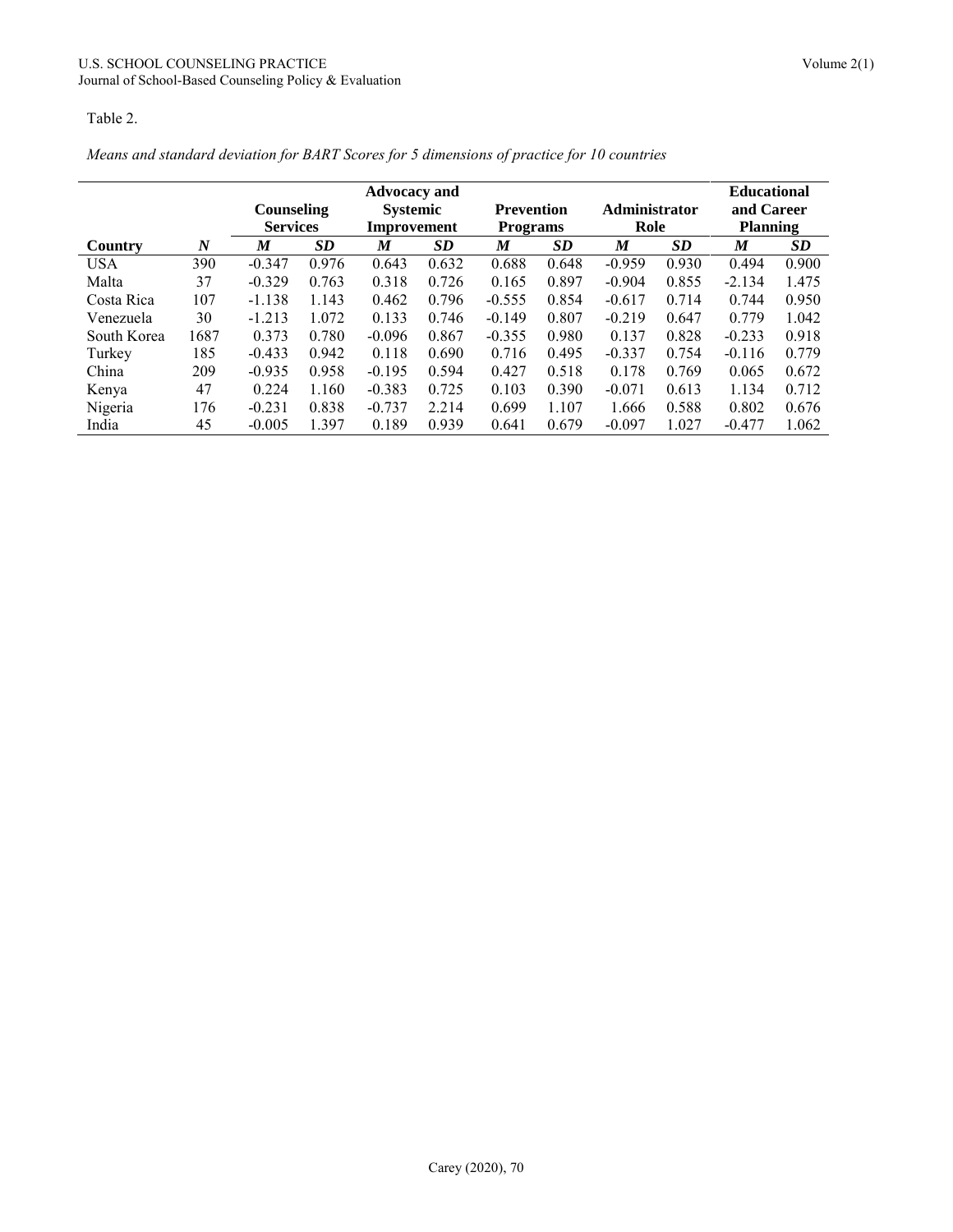Table 2.

*Means and standard deviation for BART Scores for 5 dimensions of practice for 10 countries*

| | | Counseling Services | | Advocacy and Systemic Improvement | | Prevention Programs | | Administrator Role | | Educational and Career Planning | |
|---|---|---|---|---|---|---|---|---|---|---|---|
| **Country** | ***N*** | ***M*** | ***SD*** | ***M*** | ***SD*** | ***M*** | ***SD*** | ***M*** | ***SD*** | ***M*** | ***SD*** |
| USA | 390 | -0.347 | 0.976 | 0.643 | 0.632 | 0.688 | 0.648 | -0.959 | 0.930 | 0.494 | 0.900 |
| Malta | 37 | -0.329 | 0.763 | 0.318 | 0.726 | 0.165 | 0.897 | -0.904 | 0.855 | -2.134 | 1.475 |
| Costa Rica | 107 | -1.138 | 1.143 | 0.462 | 0.796 | -0.555 | 0.854 | -0.617 | 0.714 | 0.744 | 0.950 |
| Venezuela | 30 | -1.213 | 1.072 | 0.133 | 0.746 | -0.149 | 0.807 | -0.219 | 0.647 | 0.779 | 1.042 |
| South Korea | 1687 | 0.373 | 0.780 | -0.096 | 0.867 | -0.355 | 0.980 | 0.137 | 0.828 | -0.233 | 0.918 |
| Turkey | 185 | -0.433 | 0.942 | 0.118 | 0.690 | 0.716 | 0.495 | -0.337 | 0.754 | -0.116 | 0.779 |
| China | 209 | -0.935 | 0.958 | -0.195 | 0.594 | 0.427 | 0.518 | 0.178 | 0.769 | 0.065 | 0.672 |
| Kenya | 47 | 0.224 | 1.160 | -0.383 | 0.725 | 0.103 | 0.390 | -0.071 | 0.613 | 1.134 | 0.712 |
| Nigeria | 176 | -0.231 | 0.838 | -0.737 | 2.214 | 0.699 | 1.107 | 1.666 | 0.588 | 0.802 | 0.676 |
| India | 45 | -0.005 | 1.397 | 0.189 | 0.939 | 0.641 | 0.679 | -0.097 | 1.027 | -0.477 | 1.062 |